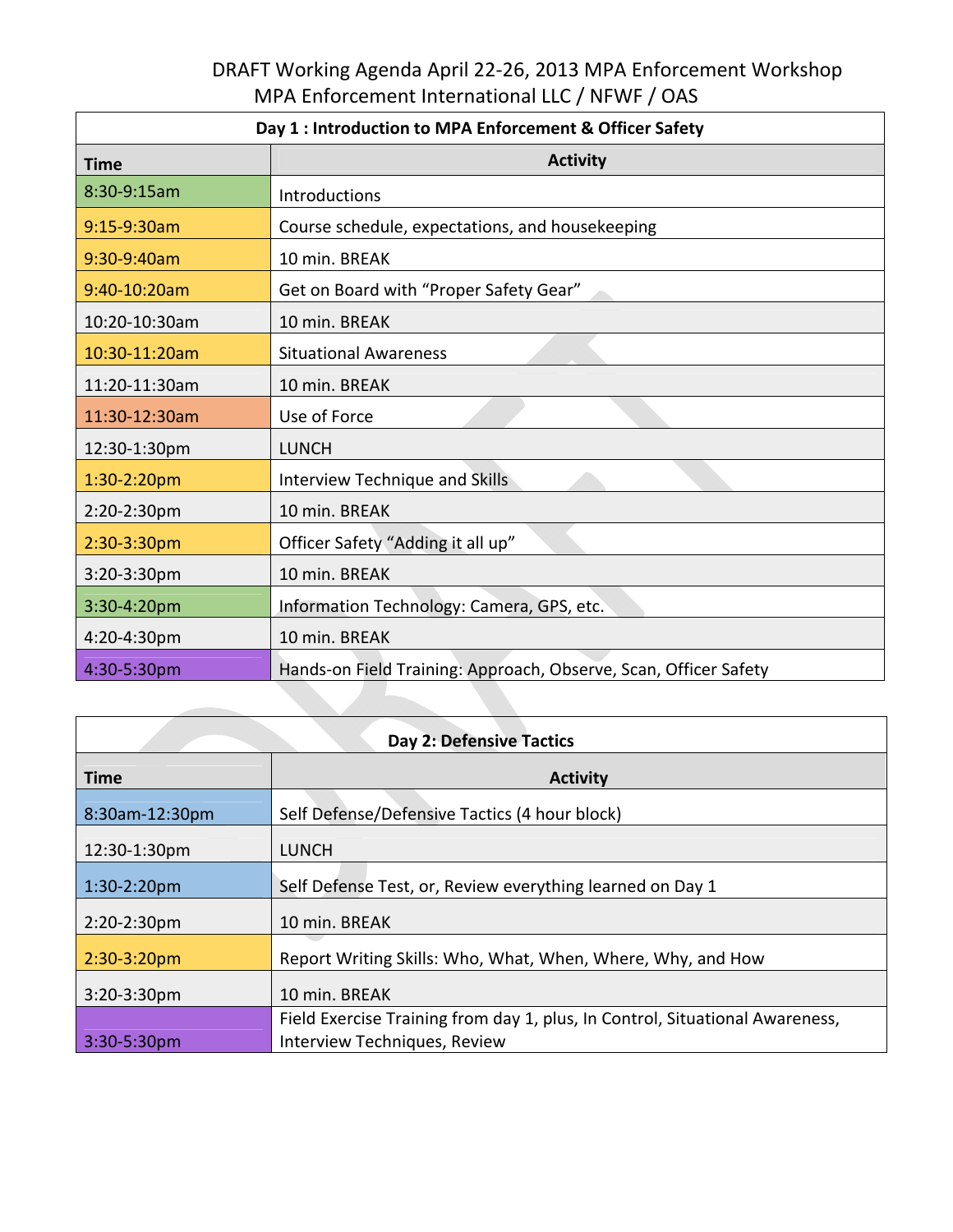# DRAFT Working Agenda April 22-26, 2013 MPA Enforcement Workshop

## MPA Enforcement International LLC / NFWF / OAS

| Day 1 : Introduction to MPA Enforcement & Officer Safety | |
|---|---|
| **Time** | **Activity** |
| 8:30-9:15am | Introductions |
| 9:15-9:30am | Course schedule, expectations, and housekeeping |
| 9:30-9:40am | 10 min. BREAK |
| 9:40-10:20am | Get on Board with "Proper Safety Gear" |
| 10:20-10:30am | 10 min. BREAK |
| 10:30-11:20am | Situational Awareness |
| 11:20-11:30am | 10 min. BREAK |
| 11:30-12:30am | Use of Force |
| 12:30-1:30pm | LUNCH |
| 1:30-2:20pm | Interview Technique and Skills |
| 2:20-2:30pm | 10 min. BREAK |
| 2:30-3:30pm | Officer Safety "Adding it all up" |
| 3:20-3:30pm | 10 min. BREAK |
| 3:30-4:20pm | Information Technology: Camera, GPS, etc. |
| 4:20-4:30pm | 10 min. BREAK |
| 4:30-5:30pm | Hands-on Field Training: Approach, Observe, Scan, Officer Safety |

| Day 2: Defensive Tactics | |
|---|---|
| **Time** | **Activity** |
| 8:30am-12:30pm | Self Defense/Defensive Tactics (4 hour block) |
| 12:30-1:30pm | LUNCH |
| 1:30-2:20pm | Self Defense Test, or, Review everything learned on Day 1 |
| 2:20-2:30pm | 10 min. BREAK |
| 2:30-3:20pm | Report Writing Skills: Who, What, When, Where, Why, and How |
| 3:20-3:30pm | 10 min. BREAK |
| 3:30-5:30pm | Field Exercise Training from day 1, plus, In Control, Situational Awareness, Interview Techniques, Review |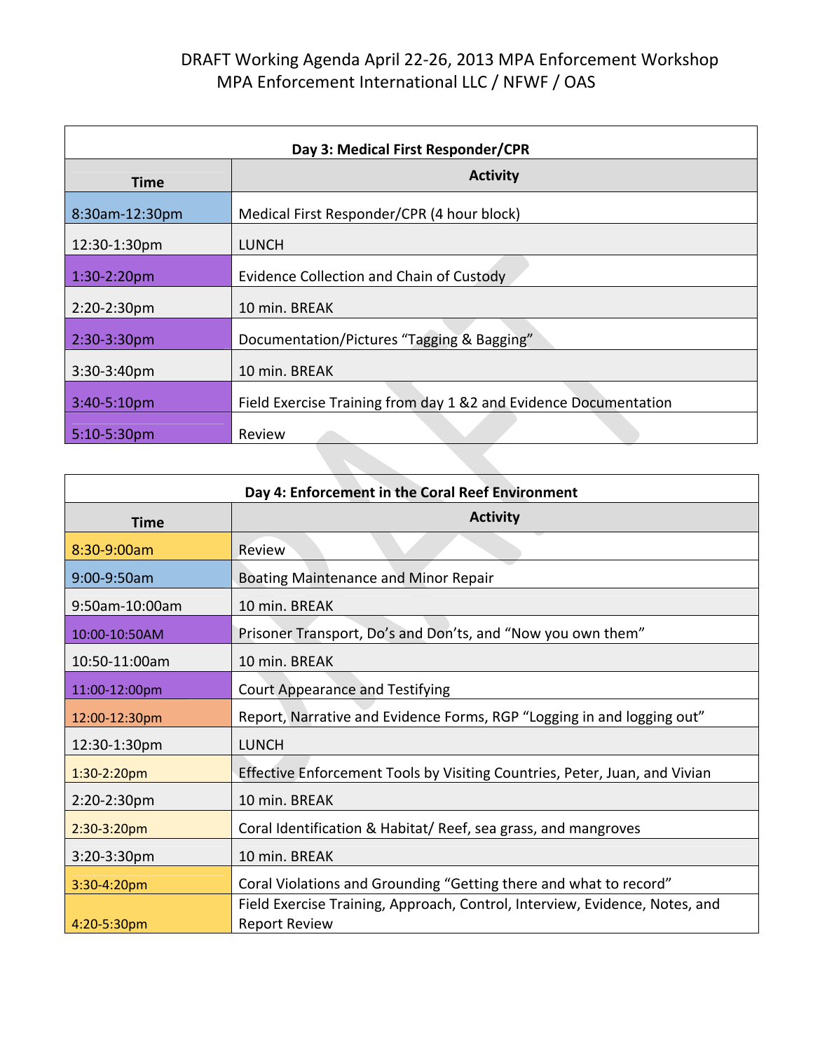DRAFT Working Agenda April 22-26, 2013 MPA Enforcement Workshop
MPA Enforcement International LLC / NFWF / OAS

| Day 3: Medical First Responder/CPR | |
|---|---|
| **Time** | **Activity** |
| 8:30am-12:30pm | Medical First Responder/CPR (4 hour block) |
| 12:30-1:30pm | LUNCH |
| 1:30-2:20pm | Evidence Collection and Chain of Custody |
| 2:20-2:30pm | 10 min. BREAK |
| 2:30-3:30pm | Documentation/Pictures "Tagging & Bagging" |
| 3:30-3:40pm | 10 min. BREAK |
| 3:40-5:10pm | Field Exercise Training from day 1 &2 and Evidence Documentation |
| 5:10-5:30pm | Review |

| Day 4: Enforcement in the Coral Reef Environment | |
|---|---|
| **Time** | **Activity** |
| 8:30-9:00am | Review |
| 9:00-9:50am | Boating Maintenance and Minor Repair |
| 9:50am-10:00am | 10 min. BREAK |
| 10:00-10:50AM | Prisoner Transport, Do's and Don'ts, and "Now you own them" |
| 10:50-11:00am | 10 min. BREAK |
| 11:00-12:00pm | Court Appearance and Testifying |
| 12:00-12:30pm | Report, Narrative and Evidence Forms, RGP "Logging in and logging out" |
| 12:30-1:30pm | LUNCH |
| 1:30-2:20pm | Effective Enforcement Tools by Visiting Countries, Peter, Juan, and Vivian |
| 2:20-2:30pm | 10 min. BREAK |
| 2:30-3:20pm | Coral Identification & Habitat/ Reef, sea grass, and mangroves |
| 3:20-3:30pm | 10 min. BREAK |
| 3:30-4:20pm | Coral Violations and Grounding "Getting there and what to record" |
| 4:20-5:30pm | Field Exercise Training, Approach, Control, Interview, Evidence, Notes, and Report Review |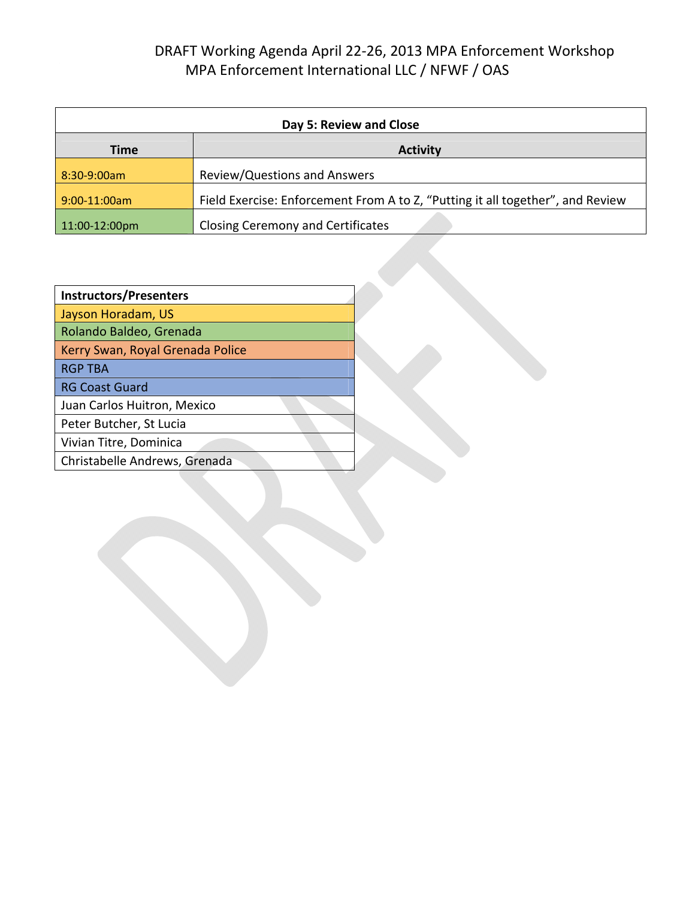DRAFT Working Agenda April 22-26, 2013 MPA Enforcement Workshop
MPA Enforcement International LLC / NFWF / OAS

| Day 5: Review and Close | |
|---|---|
| **Time** | **Activity** |
| 8:30-9:00am | Review/Questions and Answers |
| 9:00-11:00am | Field Exercise: Enforcement From A to Z, “Putting it all together”, and Review |
| 11:00-12:00pm | Closing Ceremony and Certificates |

| **Instructors/Presenters** |
|---|
| Jayson Horadam, US |
| Rolando Baldeo, Grenada |
| Kerry Swan, Royal Grenada Police |
| RGP TBA |
| RG Coast Guard |
| Juan Carlos Huitron, Mexico |
| Peter Butcher, St Lucia |
| Vivian Titre, Dominica |
| Christabelle Andrews, Grenada |

DRAFT